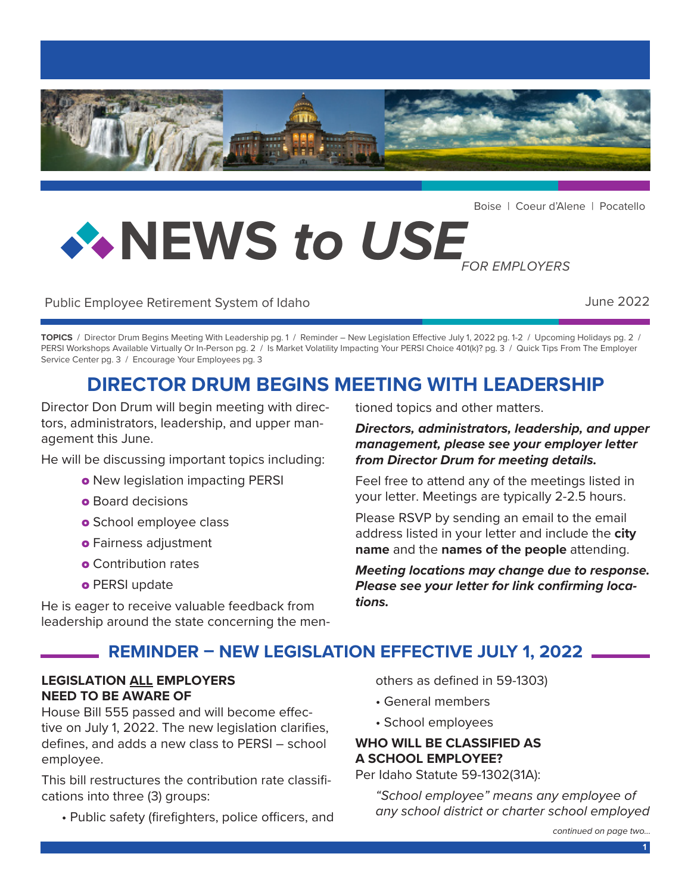Boise | Coeur d'Alene | Pocatello

# NEWS to USE *FOR EMPLOYERS*

Public Employee Retirement System of Idaho

June 2022

**TOPICS** / Director Drum Begins Meeting With Leadership pg. 1 / Reminder – New Legislation Effective July 1, 2022 pg. 1-2 / Upcoming Holidays pg. 2 / PERSI Workshops Available Virtually Or In-Person pg. 2 / Is Market Volatility Impacting Your PERSI Choice 401(k)? pg. 3 / Quick Tips From The Employer Service Center pg. 3 / Encourage Your Employees pg. 3

## DIRECTOR DRUM BEGINS MEETING WITH LEADERSHIP

Director Don Drum will begin meeting with directors, administrators, leadership, and upper management this June.

He will be discussing important topics including:

- New legislation impacting PERSI
- Board decisions
- School employee class
- Fairness adjustment
- Contribution rates
- PERSI update

He is eager to receive valuable feedback from leadership around the state concerning the mentioned topics and other matters.

***Directors, administrators, leadership, and upper management, please see your employer letter from Director Drum for meeting details.***

Feel free to attend any of the meetings listed in your letter. Meetings are typically 2-2.5 hours.

Please RSVP by sending an email to the email address listed in your letter and include the **city name** and the **names of the people** attending.

***Meeting locations may change due to response. Please see your letter for link confirming locations.***

## REMINDER – NEW LEGISLATION EFFECTIVE JULY 1, 2022

### LEGISLATION ALL EMPLOYERS NEED TO BE AWARE OF

House Bill 555 passed and will become effective on July 1, 2022. The new legislation clarifies, defines, and adds a new class to PERSI – school employee.

This bill restructures the contribution rate classifications into three (3) groups:

- Public safety (firefighters, police officers, and others as defined in 59-1303)
- General members
- School employees

### WHO WILL BE CLASSIFIED AS A SCHOOL EMPLOYEE?

Per Idaho Statute 59-1302(31A):

*"School employee" means any employee of any school district or charter school employed*

*continued on page two...*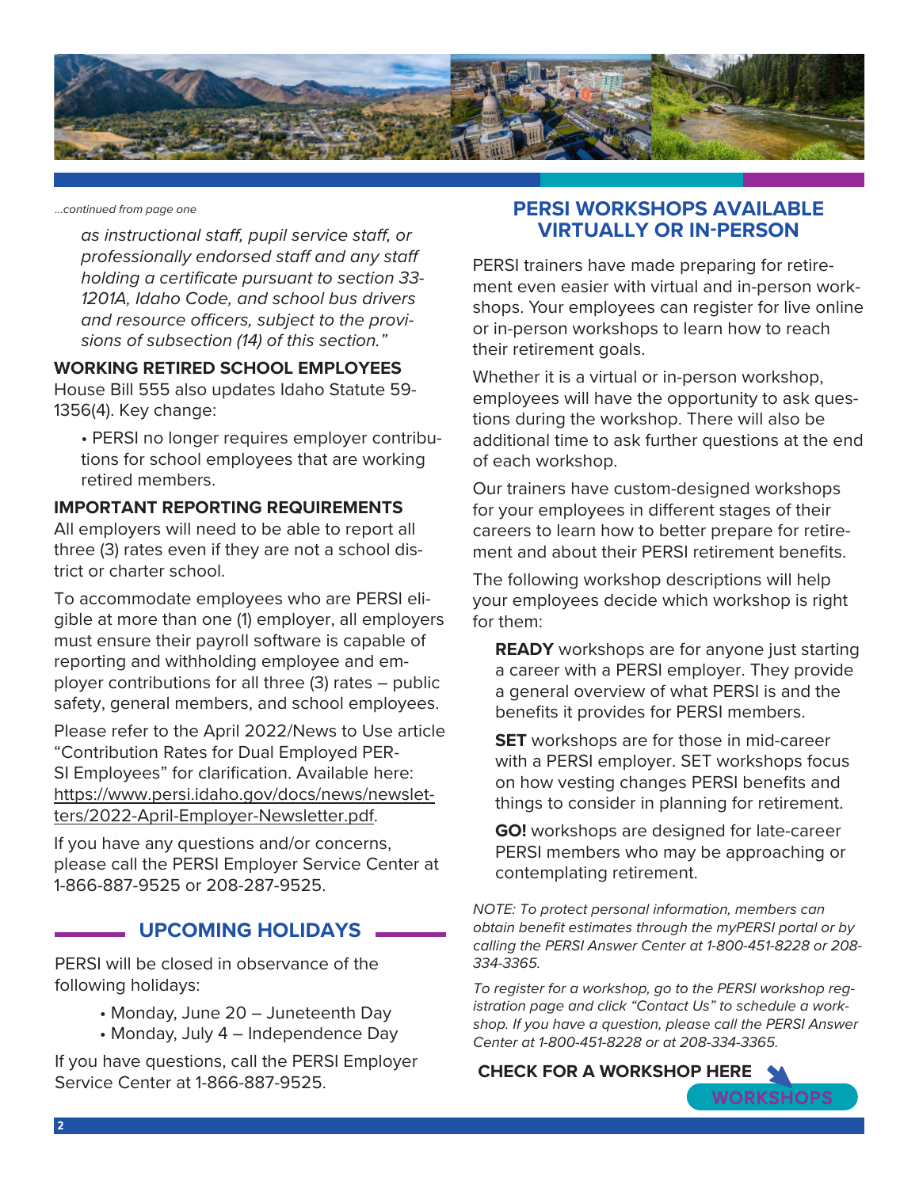*...continued from page one*

*as instructional staff, pupil service staff, or professionally endorsed staff and any staff holding a certificate pursuant to section 33-1201A, Idaho Code, and school bus drivers and resource officers, subject to the provisions of subsection (14) of this section."*

**WORKING RETIRED SCHOOL EMPLOYEES**

House Bill 555 also updates Idaho Statute 59-1356(4). Key change:

- PERSI no longer requires employer contributions for school employees that are working retired members.

**IMPORTANT REPORTING REQUIREMENTS**

All employers will need to be able to report all three (3) rates even if they are not a school district or charter school.

To accommodate employees who are PERSI eligible at more than one (1) employer, all employers must ensure their payroll software is capable of reporting and withholding employee and employer contributions for all three (3) rates – public safety, general members, and school employees.

Please refer to the April 2022/News to Use article "Contribution Rates for Dual Employed PERSI Employees" for clarification. Available here: https://www.persi.idaho.gov/docs/news/newsletters/2022-April-Employer-Newsletter.pdf.

If you have any questions and/or concerns, please call the PERSI Employer Service Center at 1-866-887-9525 or 208-287-9525.

## UPCOMING HOLIDAYS

PERSI will be closed in observance of the following holidays:

- Monday, June 20 – Juneteenth Day
- Monday, July 4 – Independence Day

If you have questions, call the PERSI Employer Service Center at 1-866-887-9525.

## PERSI WORKSHOPS AVAILABLE VIRTUALLY OR IN-PERSON

PERSI trainers have made preparing for retirement even easier with virtual and in-person workshops. Your employees can register for live online or in-person workshops to learn how to reach their retirement goals.

Whether it is a virtual or in-person workshop, employees will have the opportunity to ask questions during the workshop. There will also be additional time to ask further questions at the end of each workshop.

Our trainers have custom-designed workshops for your employees in different stages of their careers to learn how to better prepare for retirement and about their PERSI retirement benefits.

The following workshop descriptions will help your employees decide which workshop is right for them:

**READY** workshops are for anyone just starting a career with a PERSI employer. They provide a general overview of what PERSI is and the benefits it provides for PERSI members.

**SET** workshops are for those in mid-career with a PERSI employer. SET workshops focus on how vesting changes PERSI benefits and things to consider in planning for retirement.

**GO!** workshops are designed for late-career PERSI members who may be approaching or contemplating retirement.

*NOTE: To protect personal information, members can obtain benefit estimates through the myPERSI portal or by calling the PERSI Answer Center at 1-800-451-8228 or 208-334-3365.*

*To register for a workshop, go to the PERSI workshop registration page and click "Contact Us" to schedule a workshop. If you have a question, please call the PERSI Answer Center at 1-800-451-8228 or at 208-334-3365.*

**CHECK FOR A WORKSHOP HERE**

WORKSHOPS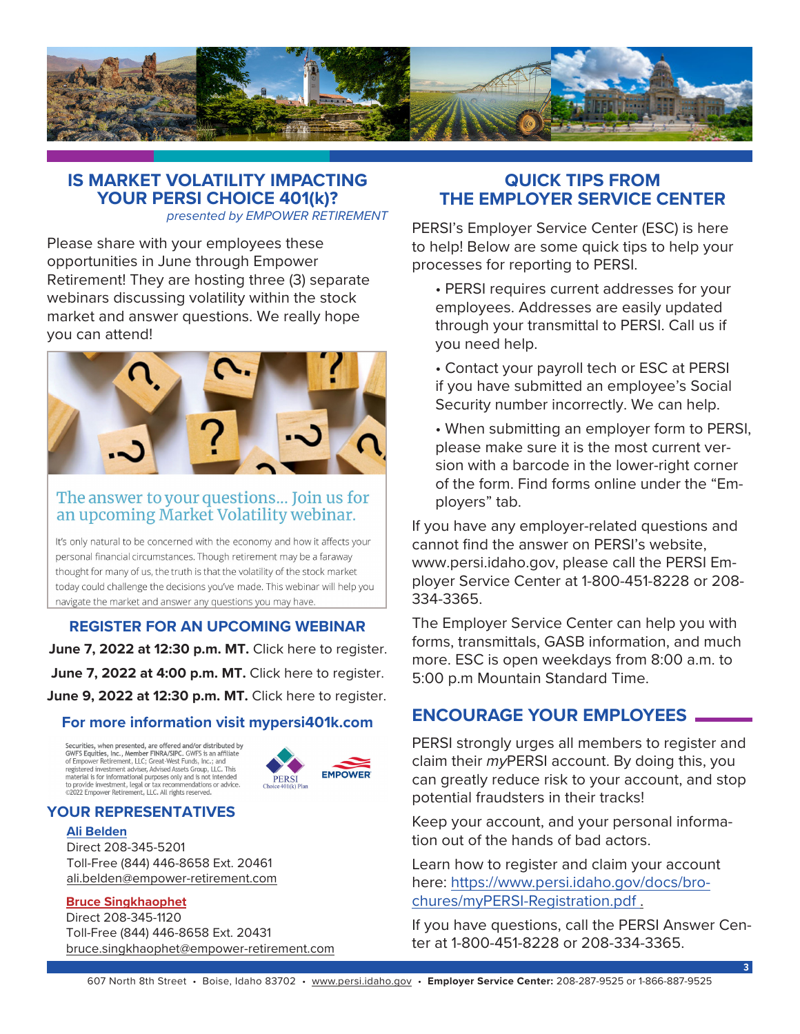## IS MARKET VOLATILITY IMPACTING YOUR PERSI CHOICE 401(k)?

*presented by EMPOWER RETIREMENT*

Please share with your employees these opportunities in June through Empower Retirement! They are hosting three (3) separate webinars discussing volatility within the stock market and answer questions. We really hope you can attend!

The answer to your questions... Join us for an upcoming Market Volatility webinar.

It's only natural to be concerned with the economy and how it affects your personal financial circumstances. Though retirement may be a faraway thought for many of us, the truth is that the volatility of the stock market today could challenge the decisions you've made. This webinar will help you navigate the market and answer any questions you may have.

### REGISTER FOR AN UPCOMING WEBINAR

**June 7, 2022 at 12:30 p.m. MT.** Click here to register.

**June 7, 2022 at 4:00 p.m. MT.** Click here to register.

**June 9, 2022 at 12:30 p.m. MT.** Click here to register.

**For more information visit mypersi401k.com**

Securities, when presented, are offered and/or distributed by GWFS Equities, Inc., Member FINRA/SIPC. GWFS is an affiliate of Empower Retirement, LLC; Great-West Funds, Inc.; and registered investment adviser, Advised Assets Group, LLC. This material is for informational purposes only and is not intended to provide investment, legal or tax recommendations or advice. ©2022 Empower Retirement, LLC. All rights reserved.

PERSI Choice 401(k) Plan

EMPOWER

### YOUR REPRESENTATIVES

**Ali Belden**
Direct 208-345-5201
Toll-Free (844) 446-8658 Ext. 20461
ali.belden@empower-retirement.com

**Bruce Singkhaophet**
Direct 208-345-1120
Toll-Free (844) 446-8658 Ext. 20431
bruce.singkhaophet@empower-retirement.com

## QUICK TIPS FROM THE EMPLOYER SERVICE CENTER

PERSI's Employer Service Center (ESC) is here to help! Below are some quick tips to help your processes for reporting to PERSI.

- PERSI requires current addresses for your employees. Addresses are easily updated through your transmittal to PERSI. Call us if you need help.
- Contact your payroll tech or ESC at PERSI if you have submitted an employee's Social Security number incorrectly. We can help.
- When submitting an employer form to PERSI, please make sure it is the most current version with a barcode in the lower-right corner of the form. Find forms online under the "Employers" tab.

If you have any employer-related questions and cannot find the answer on PERSI's website, www.persi.idaho.gov, please call the PERSI Employer Service Center at 1-800-451-8228 or 208-334-3365.

The Employer Service Center can help you with forms, transmittals, GASB information, and much more. ESC is open weekdays from 8:00 a.m. to 5:00 p.m Mountain Standard Time.

## ENCOURAGE YOUR EMPLOYEES

PERSI strongly urges all members to register and claim their *my*PERSI account. By doing this, you can greatly reduce risk to your account, and stop potential fraudsters in their tracks!

Keep your account, and your personal information out of the hands of bad actors.

Learn how to register and claim your account here: https://www.persi.idaho.gov/docs/brochures/myPERSI-Registration.pdf .

If you have questions, call the PERSI Answer Center at 1-800-451-8228 or 208-334-3365.

607 North 8th Street • Boise, Idaho 83702 • www.persi.idaho.gov • **Employer Service Center:** 208-287-9525 or 1-866-887-9525